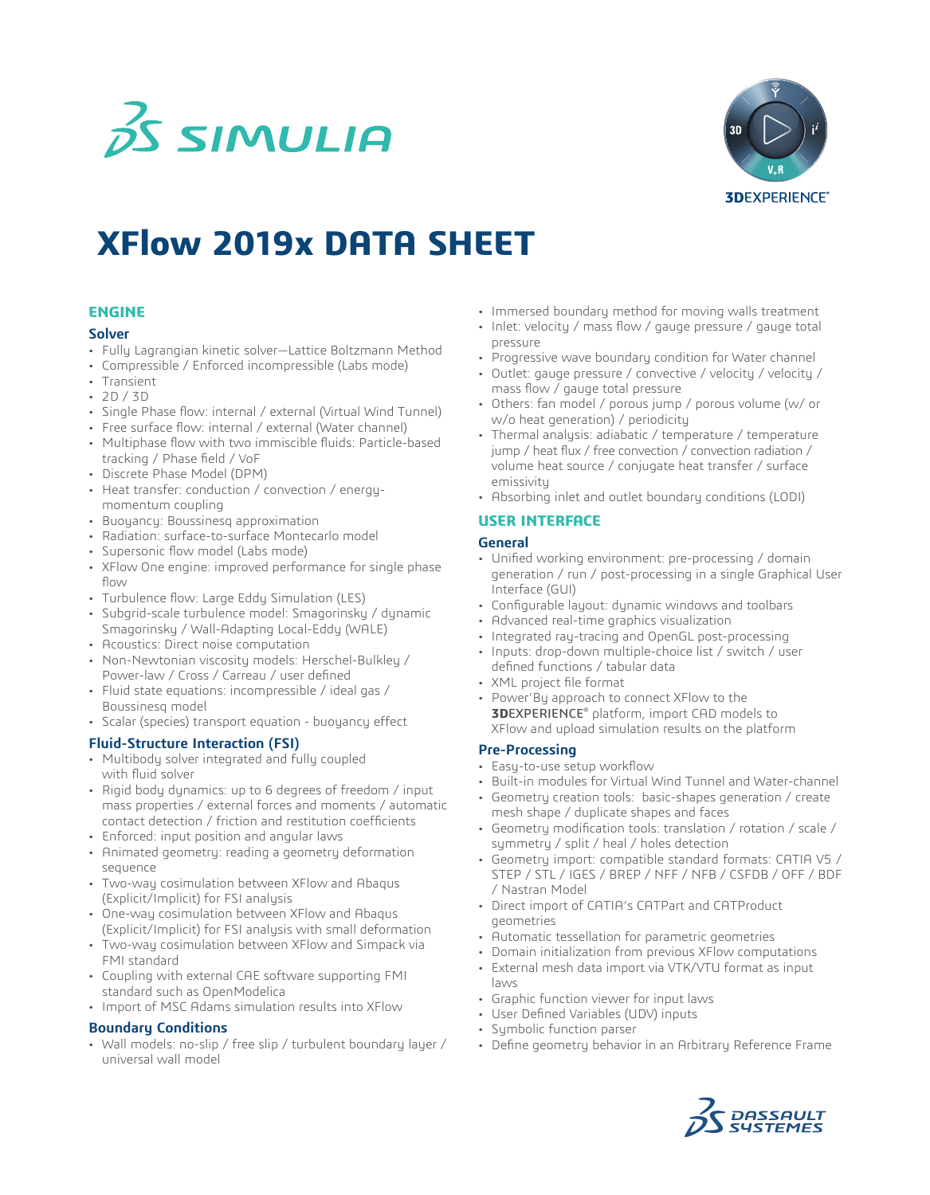# XFlow 2019x DATA SHEET

## ENGINE

### Solver

- Fully Lagrangian kinetic solver—Lattice Boltzmann Method
- Compressible / Enforced incompressible (Labs mode)
- Transient
- 2D / 3D
- Single Phase flow: internal / external (Virtual Wind Tunnel)
- Free surface flow: internal / external (Water channel)
- Multiphase flow with two immiscible fluids: Particle-based tracking / Phase field / VoF
- Discrete Phase Model (DPM)
- Heat transfer: conduction / convection / energy-momentum coupling
- Buoyancy: Boussinesq approximation
- Radiation: surface-to-surface Montecarlo model
- Supersonic flow model (Labs mode)
- XFlow One engine: improved performance for single phase flow
- Turbulence flow: Large Eddy Simulation (LES)
- Subgrid-scale turbulence model: Smagorinsky / dynamic Smagorinsky / Wall-Adapting Local-Eddy (WALE)
- Acoustics: Direct noise computation
- Non-Newtonian viscosity models: Herschel-Bulkley / Power-law / Cross / Carreau / user defined
- Fluid state equations: incompressible / ideal gas / Boussinesq model
- Scalar (species) transport equation - buoyancy effect

### Fluid-Structure Interaction (FSI)

- Multibody solver integrated and fully coupled with fluid solver
- Rigid body dynamics: up to 6 degrees of freedom / input mass properties / external forces and moments / automatic contact detection / friction and restitution coefficients
- Enforced: input position and angular laws
- Animated geometry: reading a geometry deformation sequence
- Two-way cosimulation between XFlow and Abaqus (Explicit/Implicit) for FSI analysis
- One-way cosimulation between XFlow and Abaqus (Explicit/Implicit) for FSI analysis with small deformation
- Two-way cosimulation between XFlow and Simpack via FMI standard
- Coupling with external CAE software supporting FMI standard such as OpenModelica
- Import of MSC Adams simulation results into XFlow

### Boundary Conditions

- Wall models: no-slip / free slip / turbulent boundary layer / universal wall model
- Immersed boundary method for moving walls treatment
- Inlet: velocity / mass flow / gauge pressure / gauge total pressure
- Progressive wave boundary condition for Water channel
- Outlet: gauge pressure / convective / velocity / velocity / mass flow / gauge total pressure
- Others: fan model / porous jump / porous volume (w/ or w/o heat generation) / periodicity
- Thermal analysis: adiabatic / temperature / temperature jump / heat flux / free convection / convection radiation / volume heat source / conjugate heat transfer / surface emissivity
- Absorbing inlet and outlet boundary conditions (LODI)

## USER INTERFACE

### General

- Unified working environment: pre-processing / domain generation / run / post-processing in a single Graphical User Interface (GUI)
- Configurable layout: dynamic windows and toolbars
- Advanced real-time graphics visualization
- Integrated ray-tracing and OpenGL post-processing
- Inputs: drop-down multiple-choice list / switch / user defined functions / tabular data
- XML project file format
- Power'By approach to connect XFlow to the **3D**EXPERIENCE® platform, import CAD models to XFlow and upload simulation results on the platform

### Pre-Processing

- Easy-to-use setup workflow
- Built-in modules for Virtual Wind Tunnel and Water-channel
- Geometry creation tools: basic-shapes generation / create mesh shape / duplicate shapes and faces
- Geometry modification tools: translation / rotation / scale / symmetry / split / heal / holes detection
- Geometry import: compatible standard formats: CATIA V5 / STEP / STL / IGES / BREP / NFF / NFB / CSFDB / OFF / BDF / Nastran Model
- Direct import of CATIA's CATPart and CATProduct geometries
- Automatic tessellation for parametric geometries
- Domain initialization from previous XFlow computations
- External mesh data import via VTK/VTU format as input laws
- Graphic function viewer for input laws
- User Defined Variables (UDV) inputs
- Symbolic function parser
- Define geometry behavior in an Arbitrary Reference Frame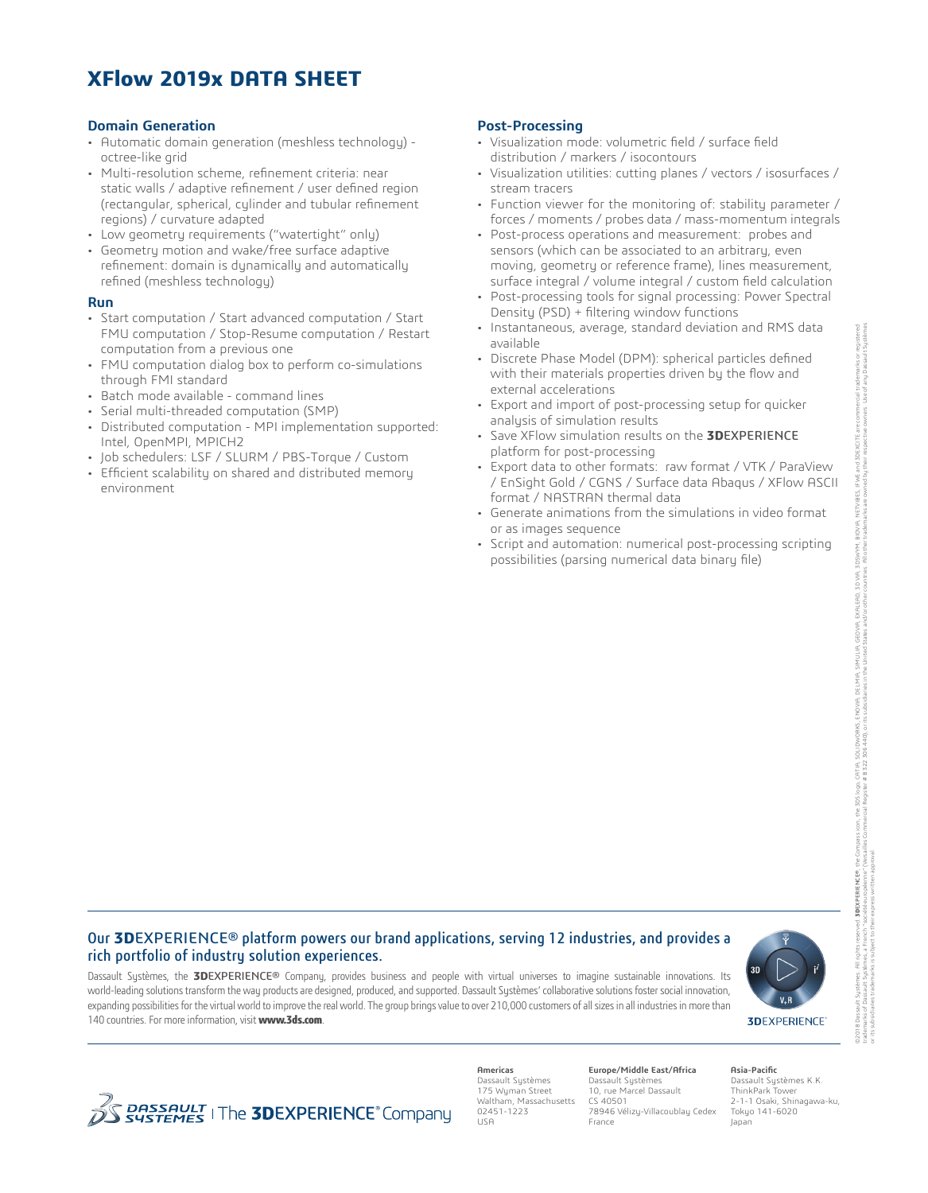# XFlow 2019x DATA SHEET

## Domain Generation

- Automatic domain generation (meshless technology) - octree-like grid
- Multi-resolution scheme, refinement criteria: near static walls / adaptive refinement / user defined region (rectangular, spherical, cylinder and tubular refinement regions) / curvature adapted
- Low geometry requirements ("watertight" only)
- Geometry motion and wake/free surface adaptive refinement: domain is dynamically and automatically refined (meshless technology)

## Run

- Start computation / Start advanced computation / Start FMU computation / Stop-Resume computation / Restart computation from a previous one
- FMU computation dialog box to perform co-simulations through FMI standard
- Batch mode available - command lines
- Serial multi-threaded computation (SMP)
- Distributed computation - MPI implementation supported: Intel, OpenMPI, MPICH2
- Job schedulers: LSF / SLURM / PBS-Torque / Custom
- Efficient scalability on shared and distributed memory environment

## Post-Processing

- Visualization mode: volumetric field / surface field distribution / markers / isocontours
- Visualization utilities: cutting planes / vectors / isosurfaces / stream tracers
- Function viewer for the monitoring of: stability parameter / forces / moments / probes data / mass-momentum integrals
- Post-process operations and measurement: probes and sensors (which can be associated to an arbitrary, even moving, geometry or reference frame), lines measurement, surface integral / volume integral / custom field calculation
- Post-processing tools for signal processing: Power Spectral Density (PSD) + filtering window functions
- Instantaneous, average, standard deviation and RMS data available
- Discrete Phase Model (DPM): spherical particles defined with their materials properties driven by the flow and external accelerations
- Export and import of post-processing setup for quicker analysis of simulation results
- Save XFlow simulation results on the **3D**EXPERIENCE platform for post-processing
- Export data to other formats: raw format / VTK / ParaView / EnSight Gold / CGNS / Surface data Abaqus / XFlow ASCII format / NASTRAN thermal data
- Generate animations from the simulations in video format or as images sequence
- Script and automation: numerical post-processing scripting possibilities (parsing numerical data binary file)

## Our **3D**EXPERIENCE® platform powers our brand applications, serving 12 industries, and provides a rich portfolio of industry solution experiences.

Dassault Systèmes, the **3D**EXPERIENCE® Company, provides business and people with virtual universes to imagine sustainable innovations. Its world-leading solutions transform the way products are designed, produced, and supported. Dassault Systèmes' collaborative solutions foster social innovation, expanding possibilities for the virtual world to improve the real world. The group brings value to over 210,000 customers of all sizes in all industries in more than 140 countries. For more information, visit **www.3ds.com**.

**3D**EXPERIENCE

DASSAULT SYSTEMES | The **3D**EXPERIENCE® Company

**Americas**
Dassault Systèmes
175 Wyman Street
Waltham, Massachusetts
02451-1223
USA

**Europe/Middle East/Africa**
Dassault Systèmes
10, rue Marcel Dassault
CS 40501
78946 Vélizy-Villacoublay Cedex
France

**Asia-Pacific**
Dassault Systèmes K.K.
ThinkPark Tower
2-1-1 Osaki, Shinagawa-ku,
Tokyo 141-6020
Japan